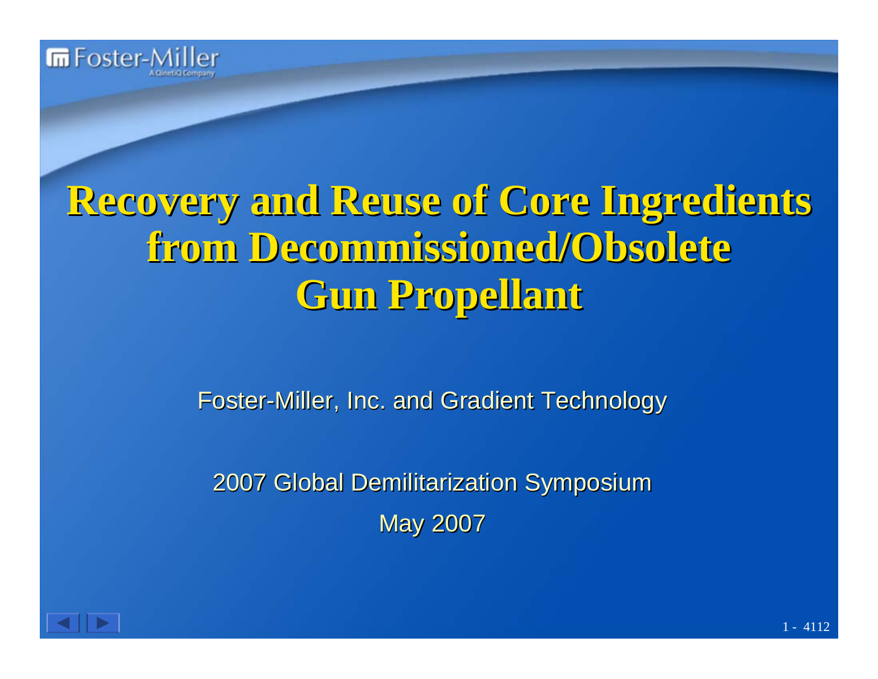# Recovery and Reuse of Core Ingredients from Decommissioned/Obsolete Gun Propellant

Foster-Miller, Inc. and Gradient Technology

2007 Global Demilitarization Symposium

May 2007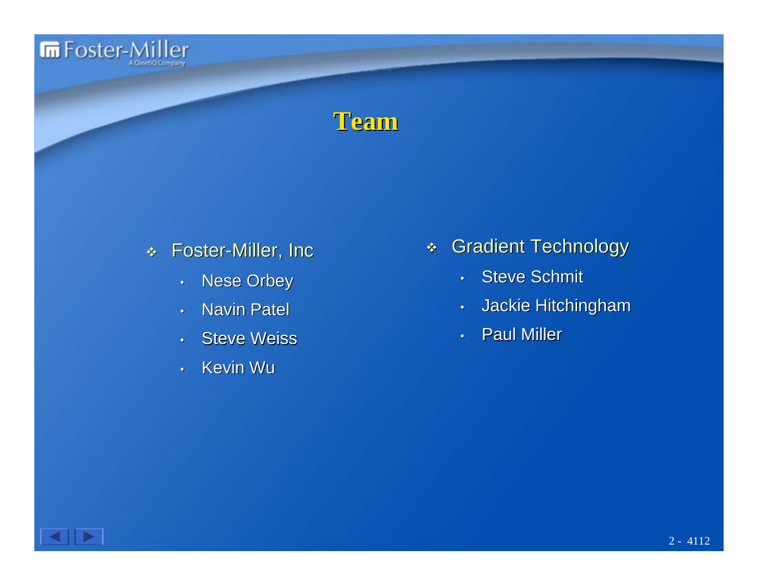# Team

- Foster-Miller, Inc
  - Nese Orbey
  - Navin Patel
  - Steve Weiss
  - Kevin Wu

- Gradient Technology
  - Steve Schmit
  - Jackie Hitchingham
  - Paul Miller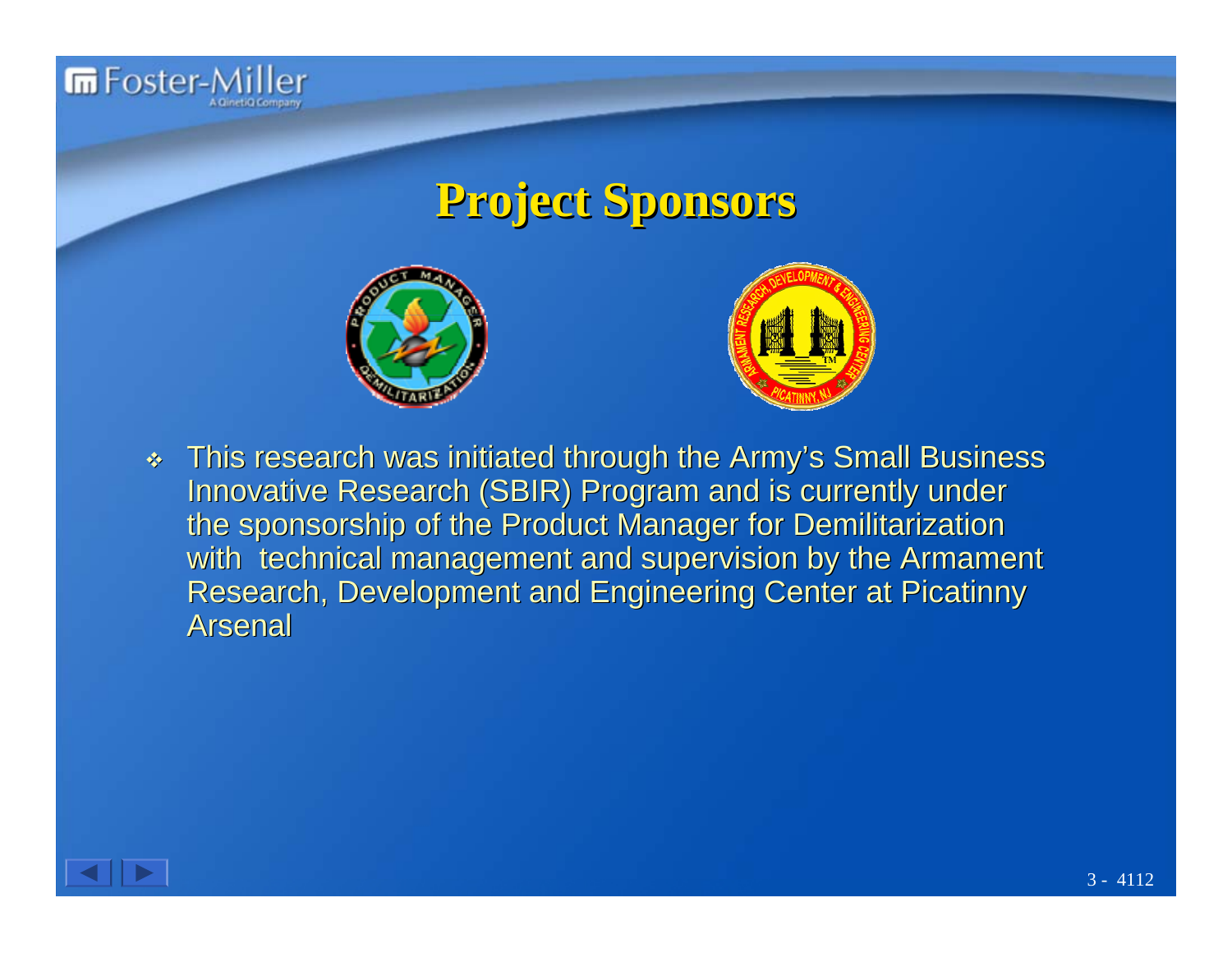# Project Sponsors

- This research was initiated through the Army's Small Business Innovative Research (SBIR) Program and is currently under the sponsorship of the Product Manager for Demilitarization with technical management and supervision by the Armament Research, Development and Engineering Center at Picatinny Arsenal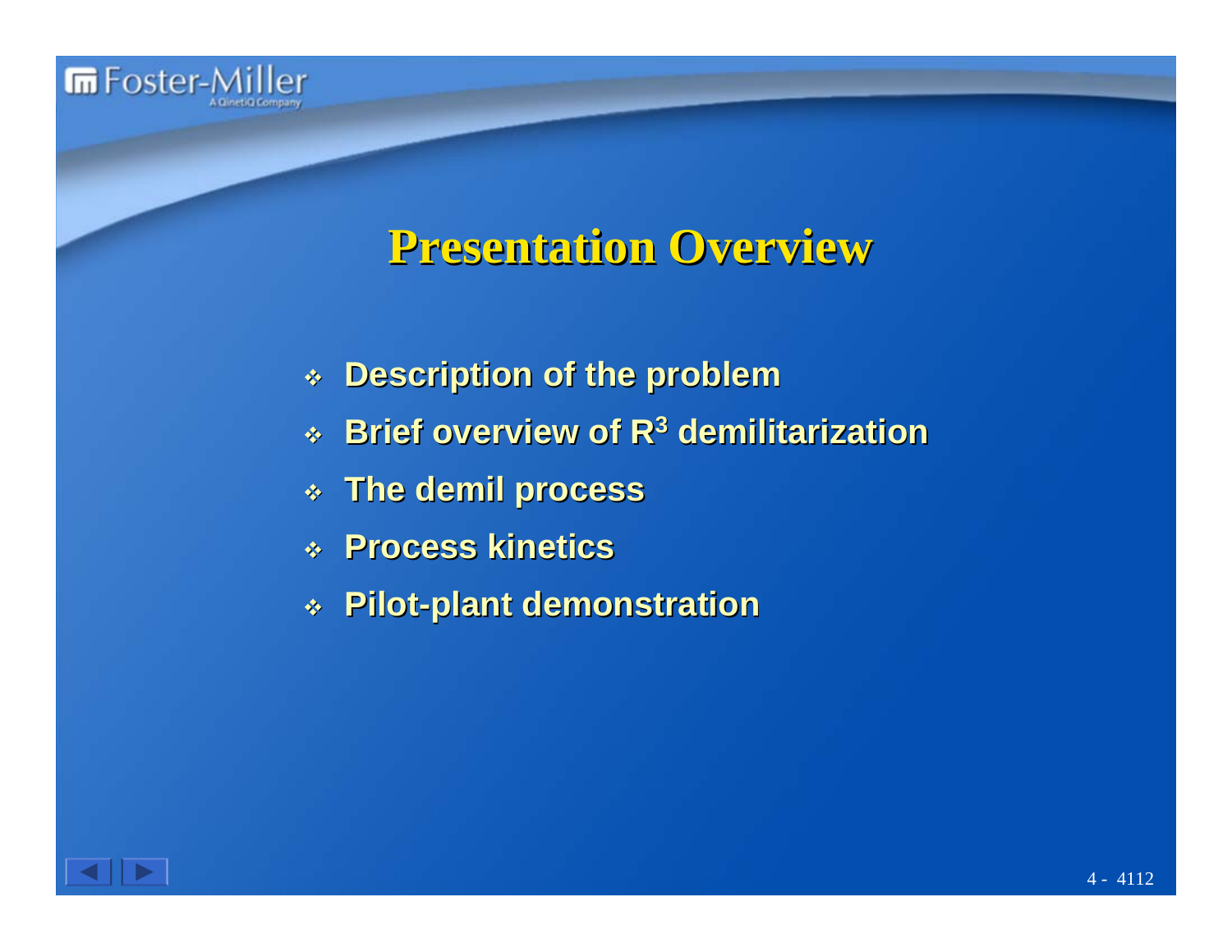# Presentation Overview

- Description of the problem
- Brief overview of $R^3$ demilitarization
- The demil process
- Process kinetics
- Pilot-plant demonstration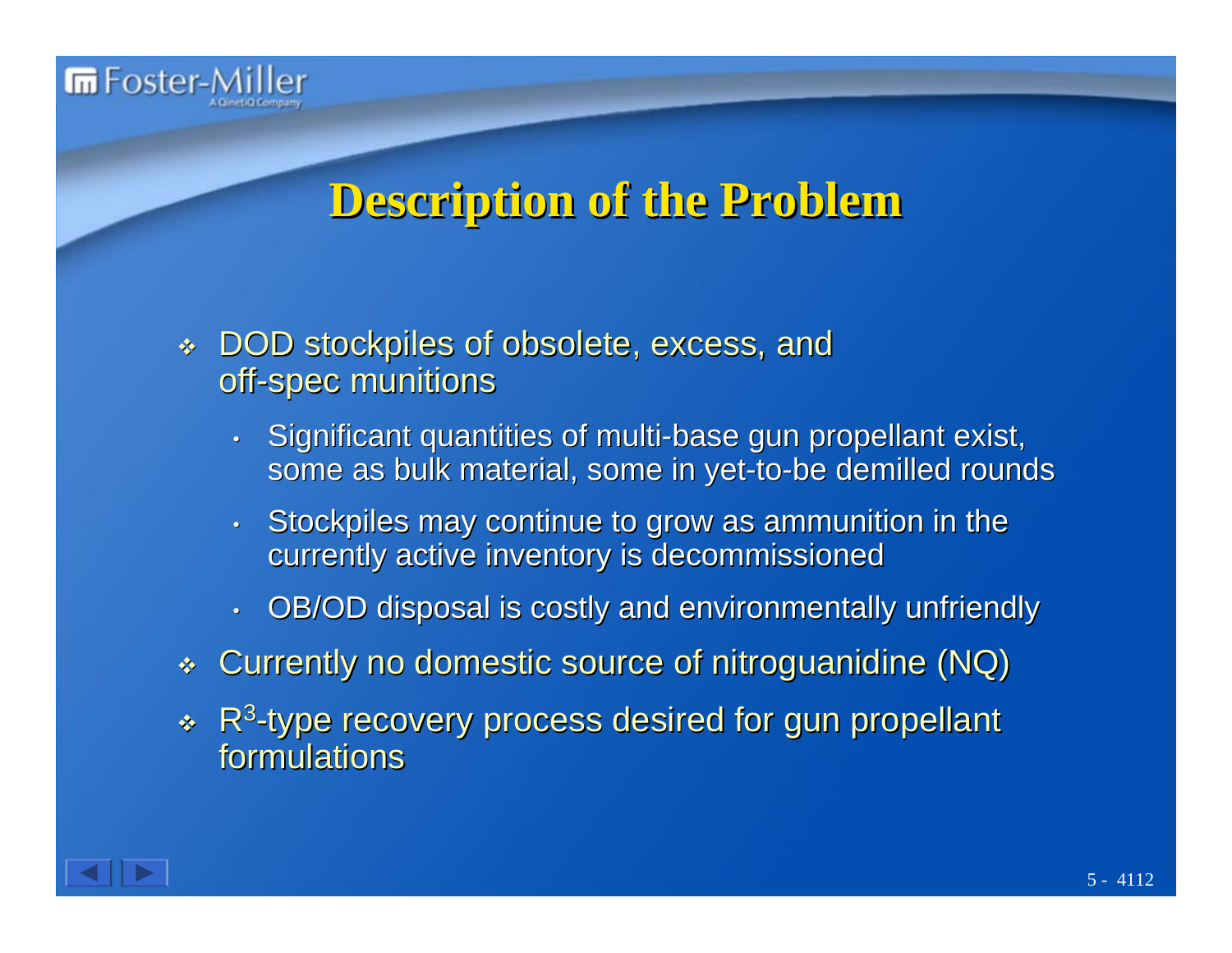## Description of the Problem

- DOD stockpiles of obsolete, excess, and off-spec munitions
  - Significant quantities of multi-base gun propellant exist, some as bulk material, some in yet-to-be demilled rounds
  - Stockpiles may continue to grow as ammunition in the currently active inventory is decommissioned
  - OB/OD disposal is costly and environmentally unfriendly
- Currently no domestic source of nitroguanidine (NQ)
- $R^3$-type recovery process desired for gun propellant formulations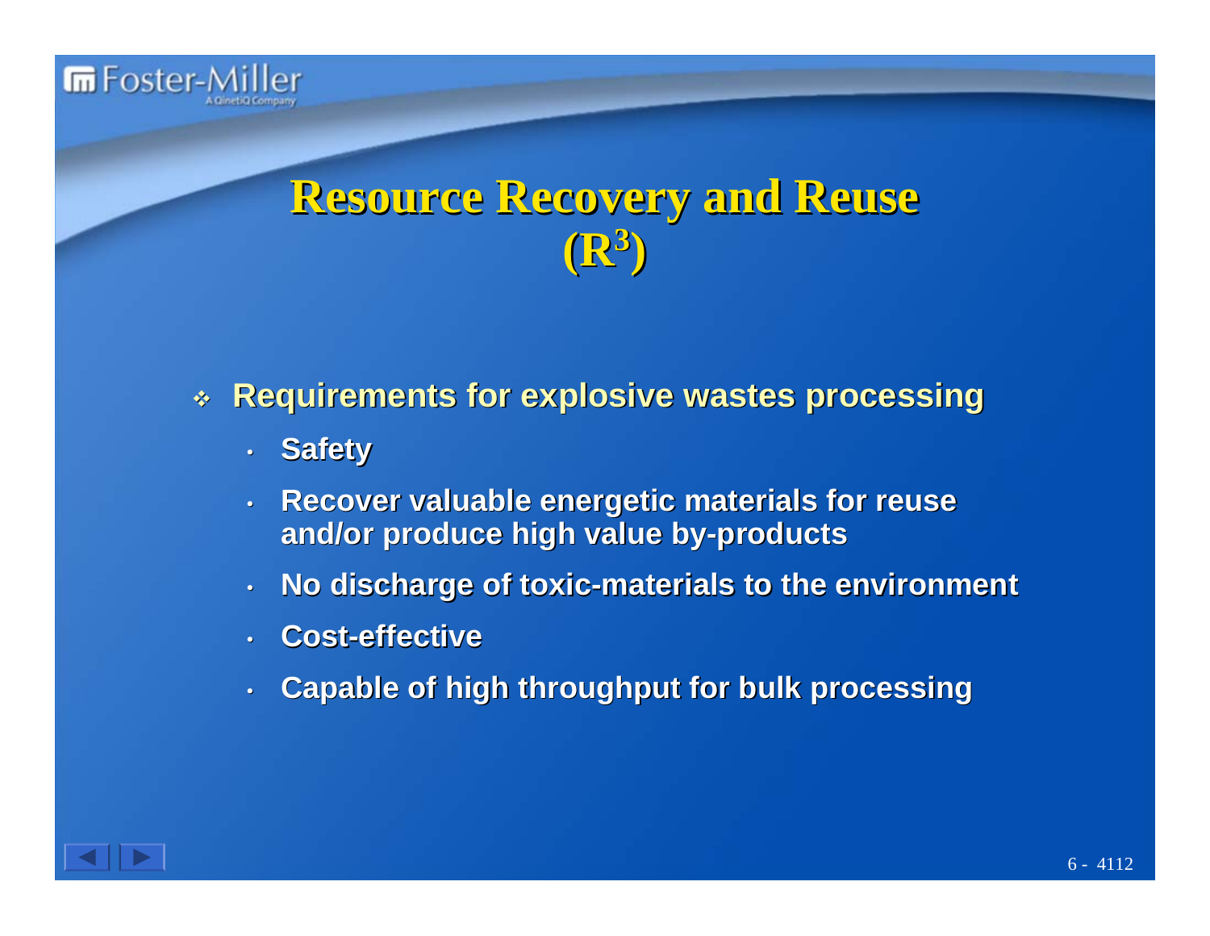# Resource Recovery and Reuse ($R^3$)

- **Requirements for explosive wastes processing**
  - **Safety**
  - **Recover valuable energetic materials for reuse and/or produce high value by-products**
  - **No discharge of toxic-materials to the environment**
  - **Cost-effective**
  - **Capable of high throughput for bulk processing**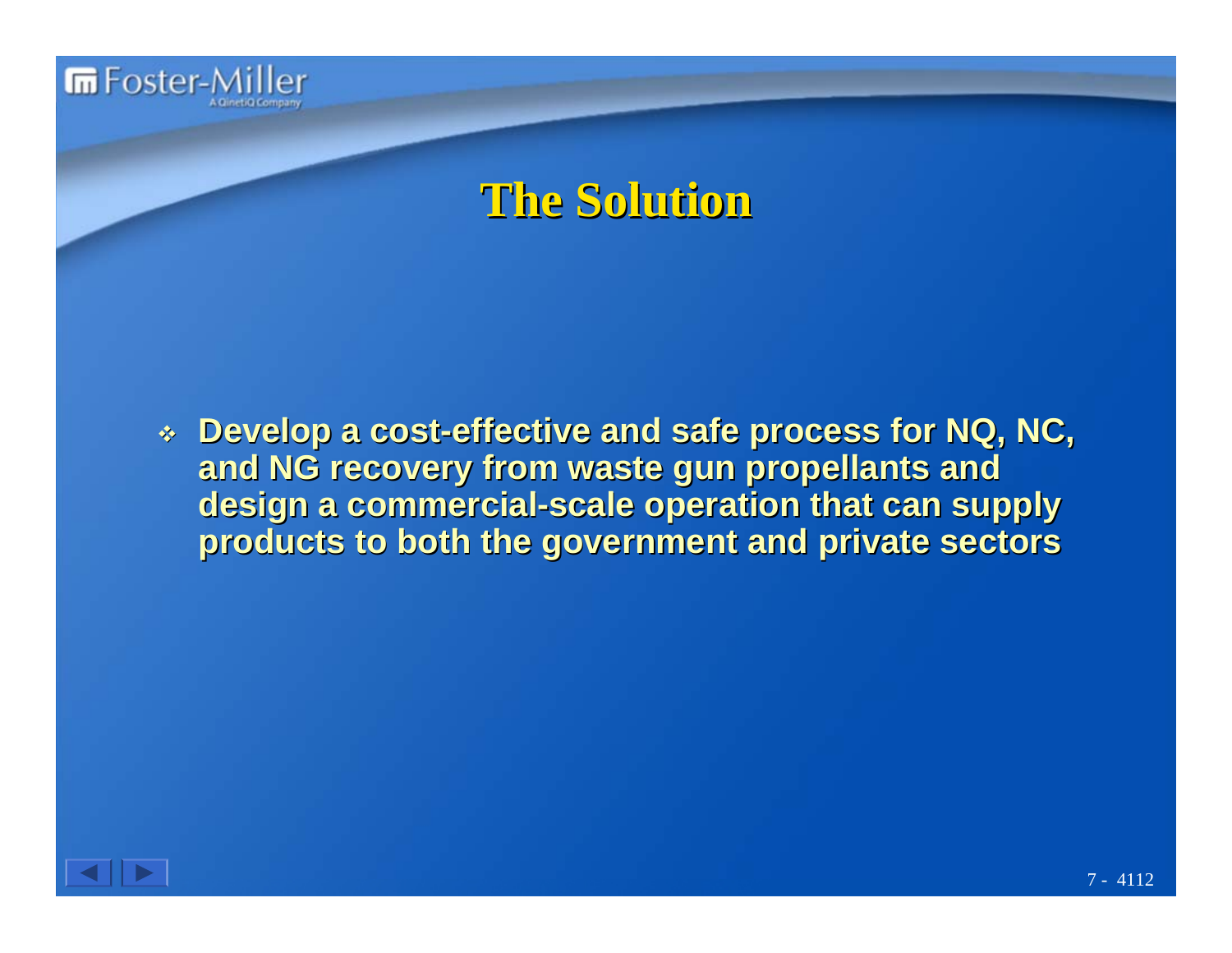# The Solution

- Develop a cost-effective and safe process for NQ, NC, and NG recovery from waste gun propellants and design a commercial-scale operation that can supply products to both the government and private sectors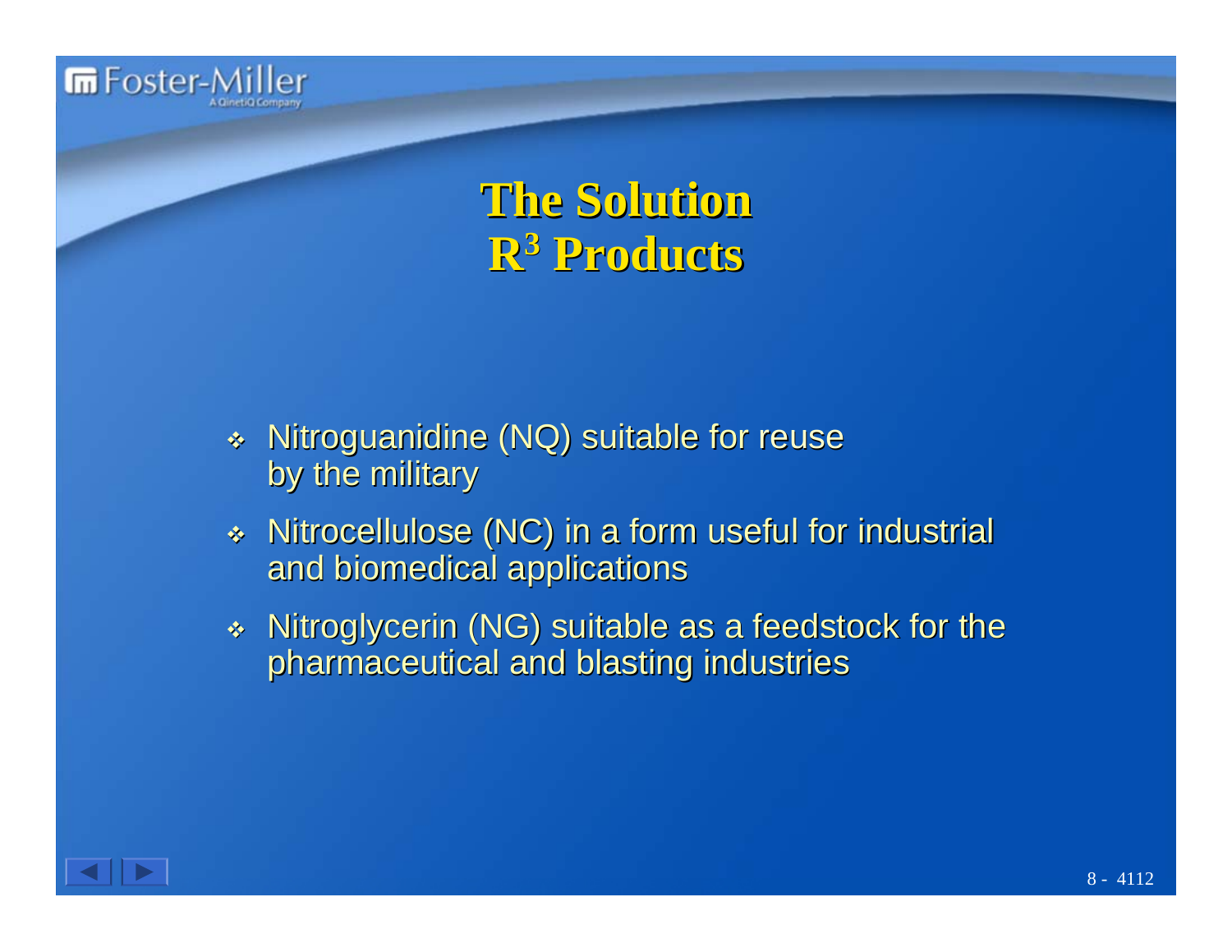# The Solution
# $R^3$ Products

- Nitroguanidine (NQ) suitable for reuse by the military
- Nitrocellulose (NC) in a form useful for industrial and biomedical applications
- Nitroglycerin (NG) suitable as a feedstock for the pharmaceutical and blasting industries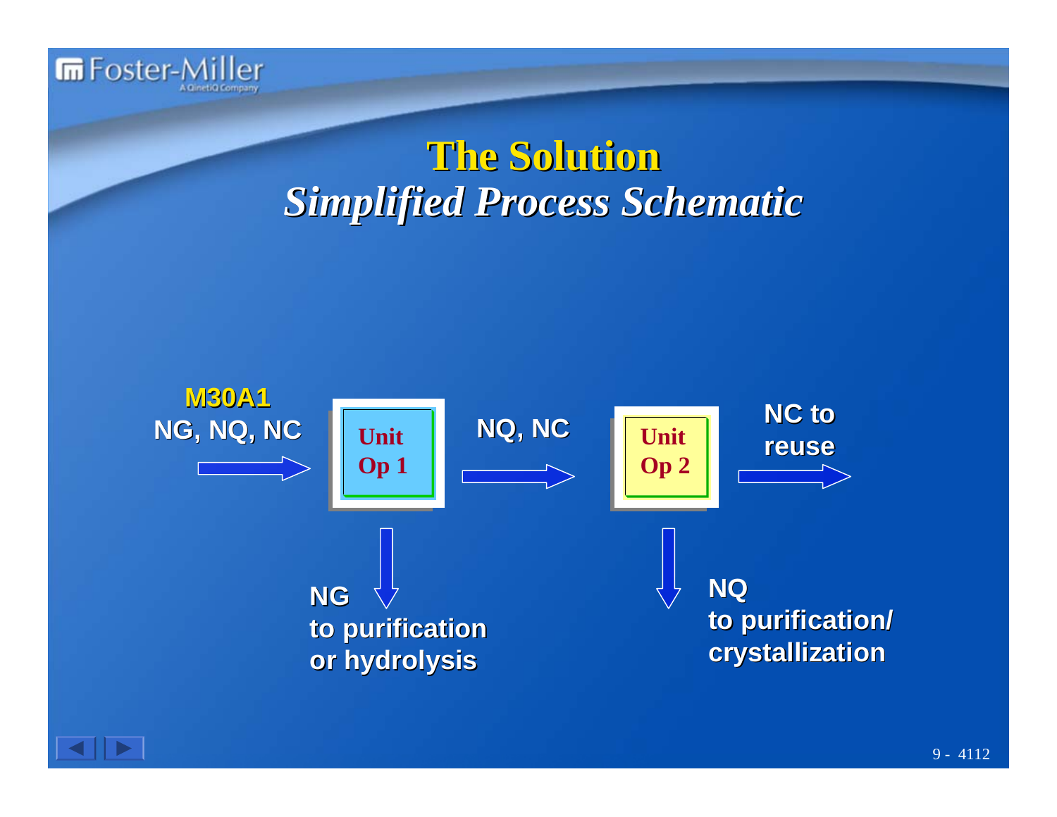# The Solution

## *Simplified Process Schematic*

**M30A1**
NG, NQ, NC → **Unit Op 1** → NQ, NC → **Unit Op 2** → NC to reuse

- Unit Op 1 ↓ NG to purification or hydrolysis
- Unit Op 2 ↓ NQ to purification/ crystallization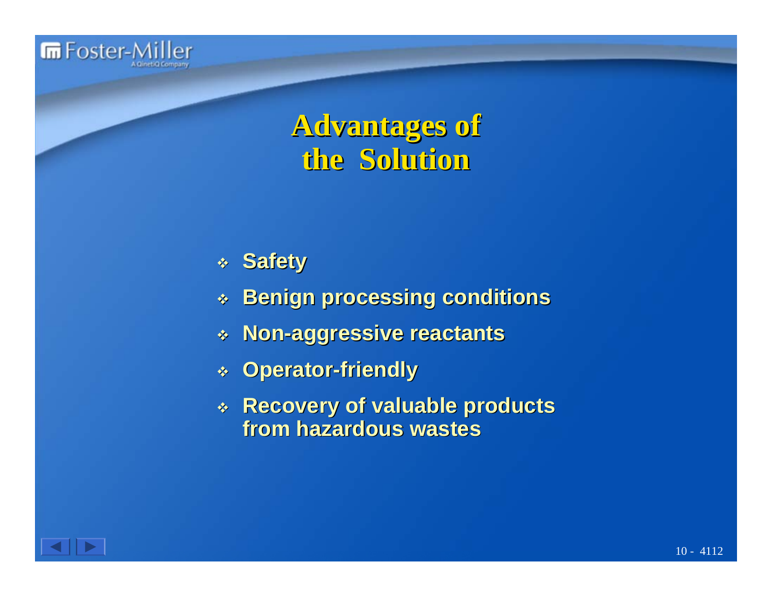# Advantages of the Solution

- Safety
- Benign processing conditions
- Non-aggressive reactants
- Operator-friendly
- Recovery of valuable products from hazardous wastes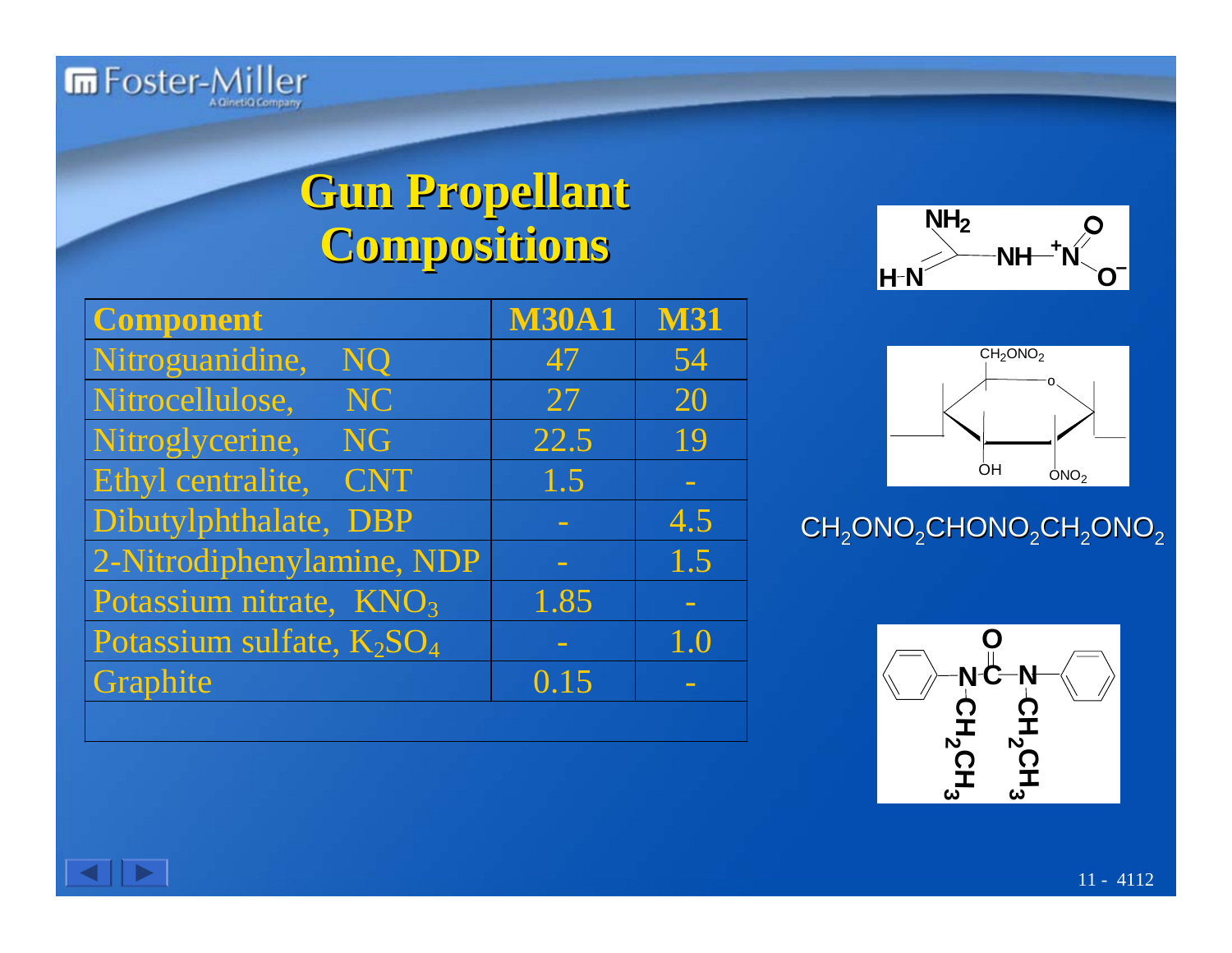# Gun Propellant Compositions

| Component | M30A1 | M31 |
|---|---|---|
| Nitroguanidine, NQ | 47 | 54 |
| Nitrocellulose, NC | 27 | 20 |
| Nitroglycerine, NG | 22.5 | 19 |
| Ethyl centralite, CNT | 1.5 | - |
| Dibutylphthalate, DBP | - | 4.5 |
| 2-Nitrodiphenylamine, NDP | - | 1.5 |
| Potassium nitrate, $KNO_3$ | 1.85 | - |
| Potassium sulfate, $K_2SO_4$ | - | 1.0 |
| Graphite | 0.15 | - |
| | | |

$CH_2ONO_2CHONO_2CH_2ONO_2$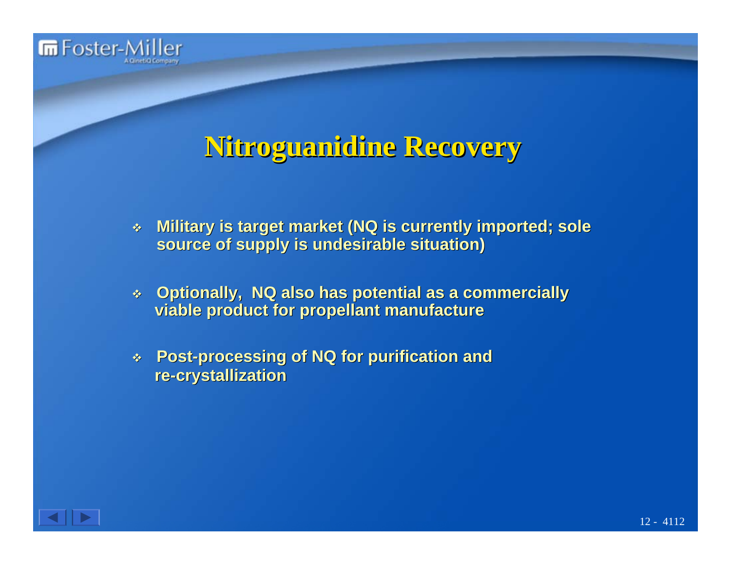# Nitroguanidine Recovery

- Military is target market (NQ is currently imported; sole source of supply is undesirable situation)
- Optionally, NQ also has potential as a commercially viable product for propellant manufacture
- Post-processing of NQ for purification and re-crystallization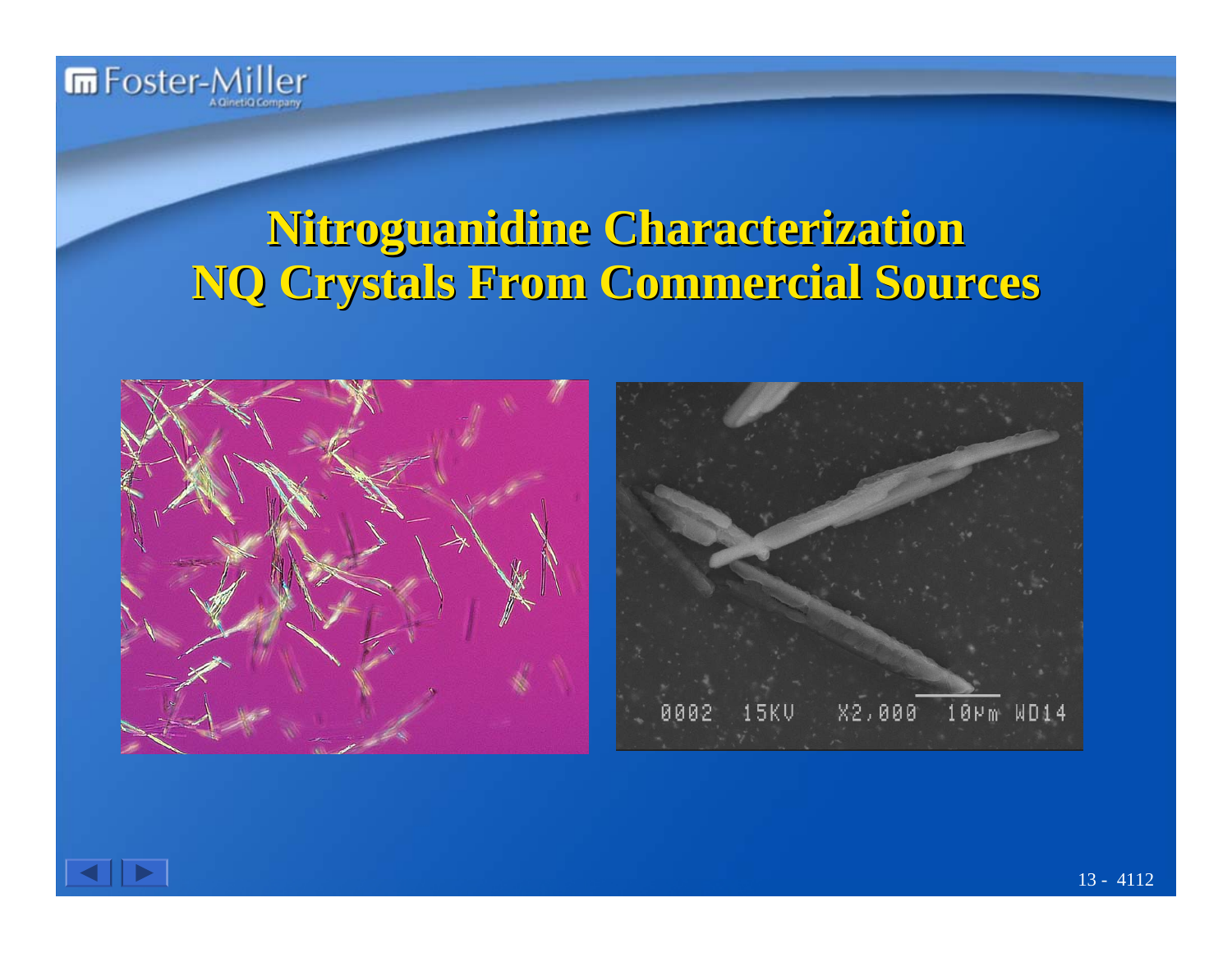# Nitroguanidine Characterization
# NQ Crystals From Commercial Sources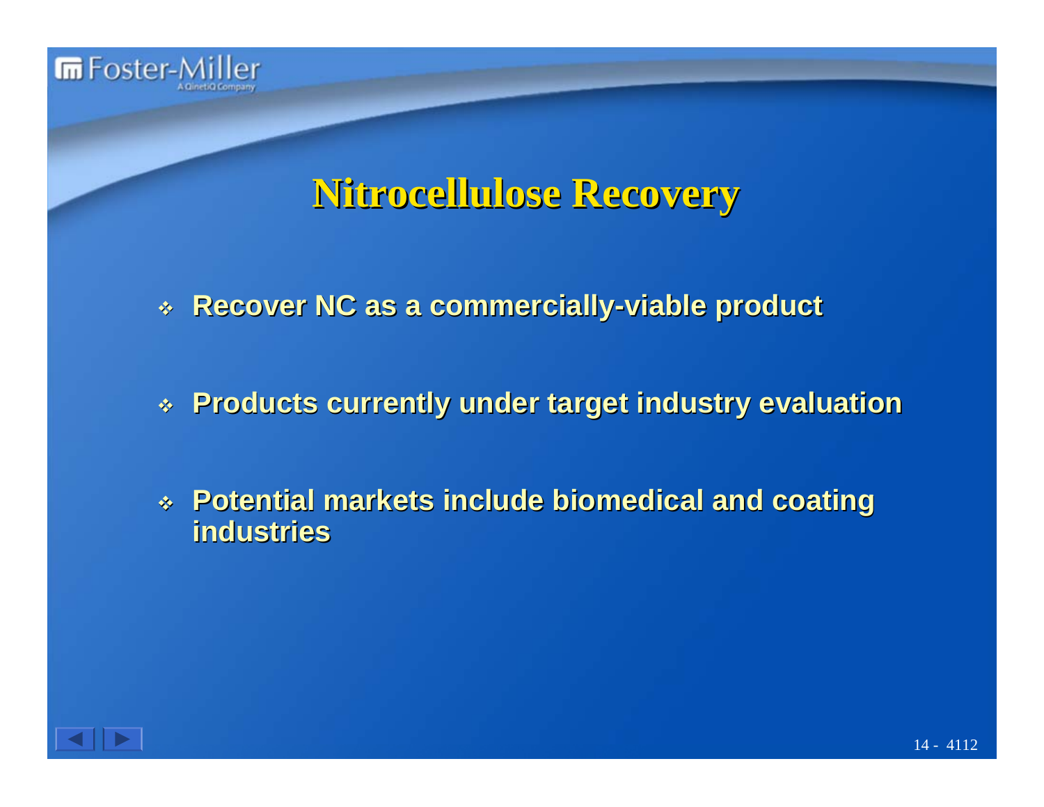# Nitrocellulose Recovery

- Recover NC as a commercially-viable product
- Products currently under target industry evaluation
- Potential markets include biomedical and coating industries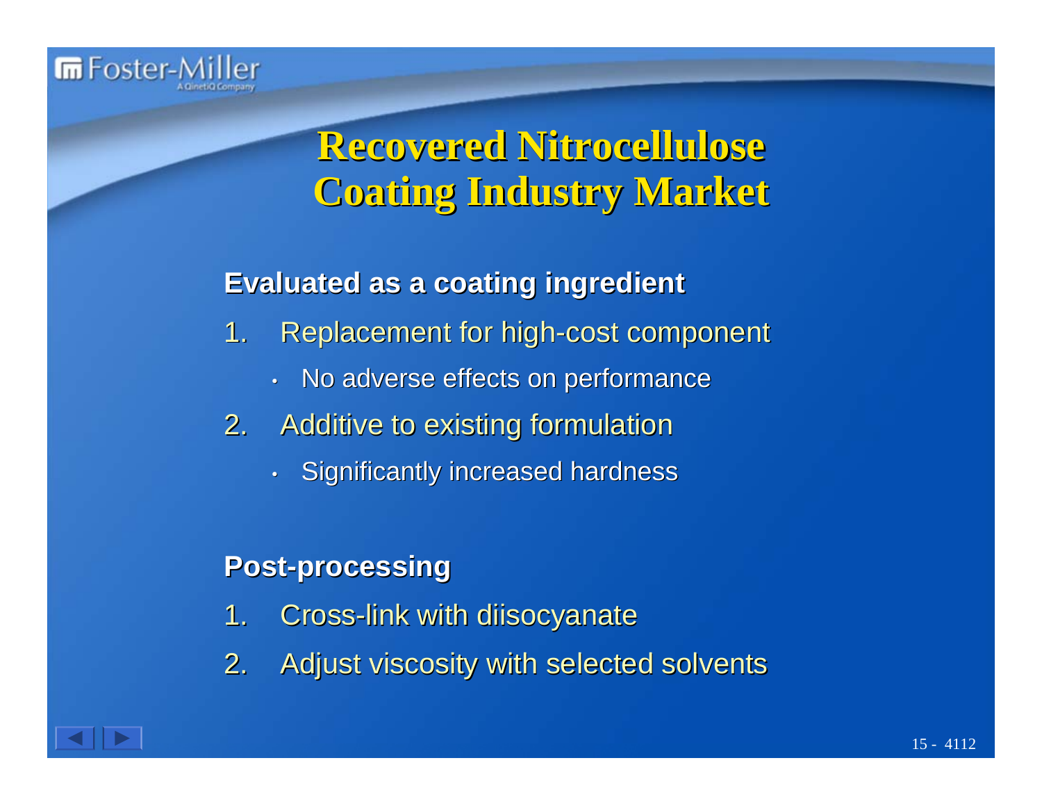# Recovered Nitrocellulose Coating Industry Market

**Evaluated as a coating ingredient**

1. Replacement for high-cost component
   - No adverse effects on performance
2. Additive to existing formulation
   - Significantly increased hardness

**Post-processing**

1. Cross-link with diisocyanate
2. Adjust viscosity with selected solvents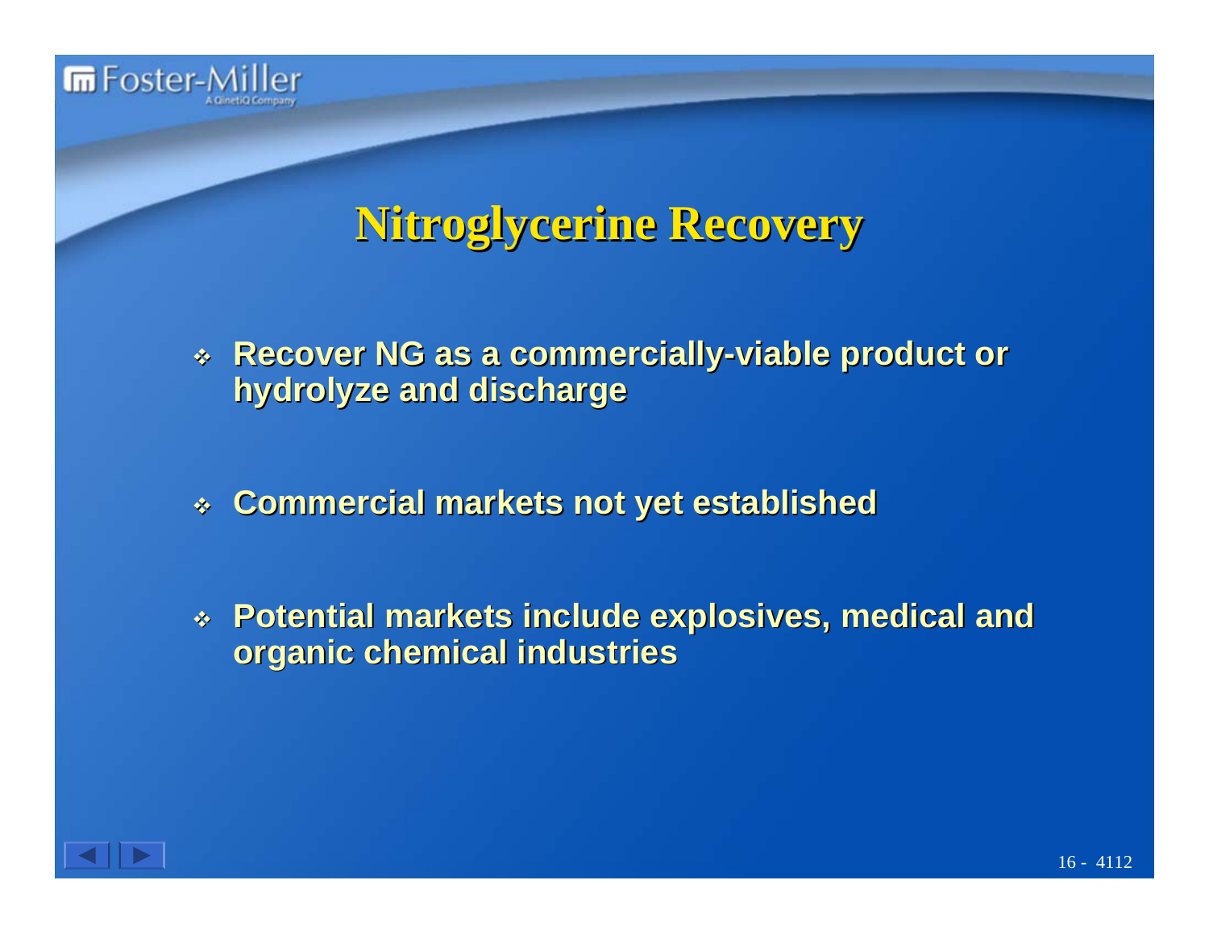# Nitroglycerine Recovery

- Recover NG as a commercially-viable product or hydrolyze and discharge
- Commercial markets not yet established
- Potential markets include explosives, medical and organic chemical industries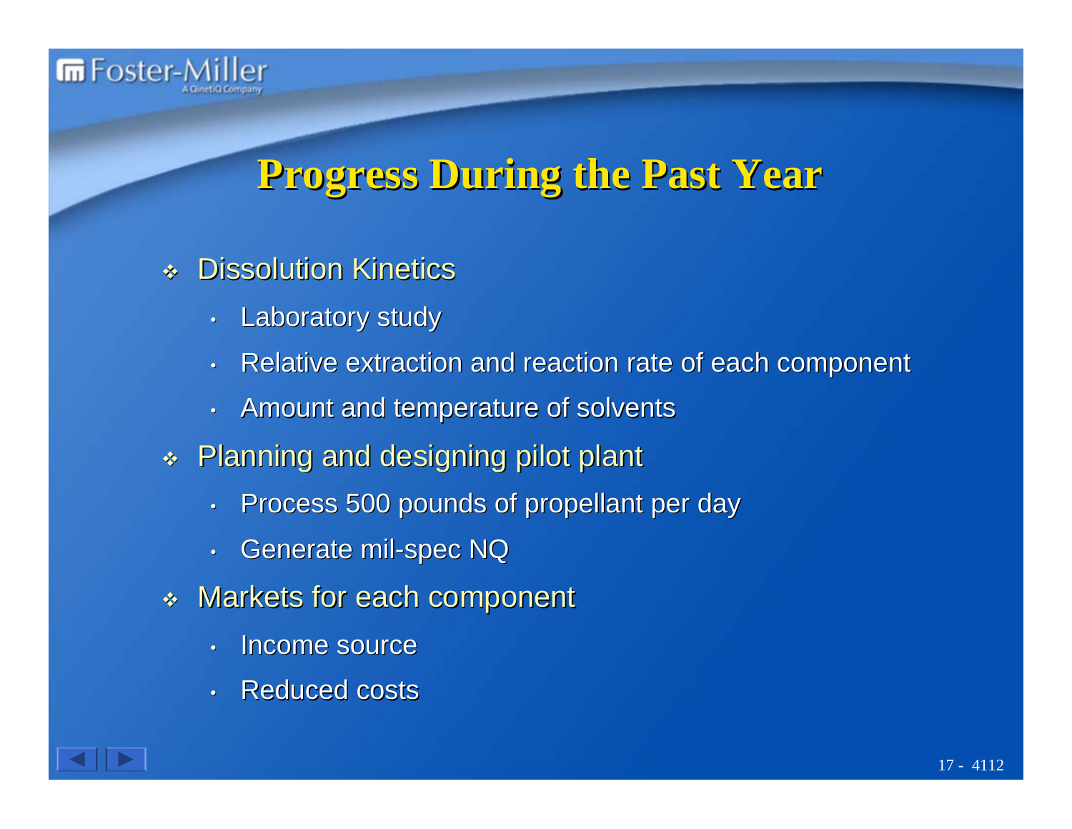# Progress During the Past Year

- Dissolution Kinetics
  - Laboratory study
  - Relative extraction and reaction rate of each component
  - Amount and temperature of solvents
- Planning and designing pilot plant
  - Process 500 pounds of propellant per day
  - Generate mil-spec NQ
- Markets for each component
  - Income source
  - Reduced costs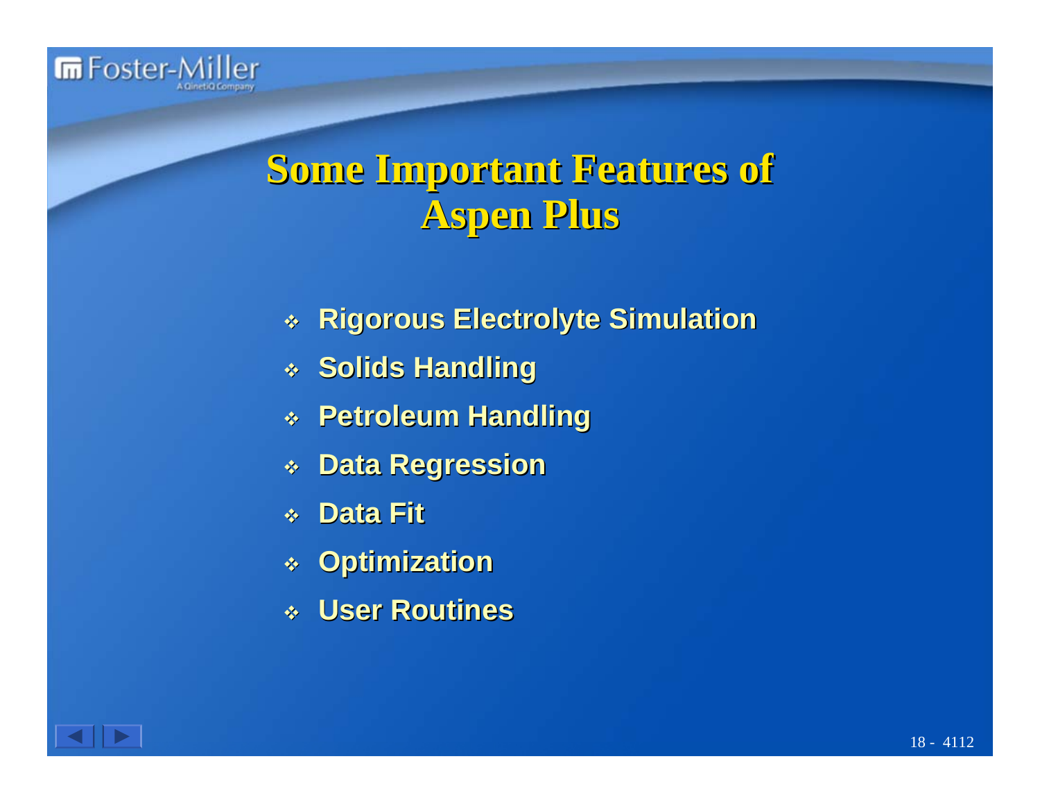# Some Important Features of Aspen Plus

- Rigorous Electrolyte Simulation
- Solids Handling
- Petroleum Handling
- Data Regression
- Data Fit
- Optimization
- User Routines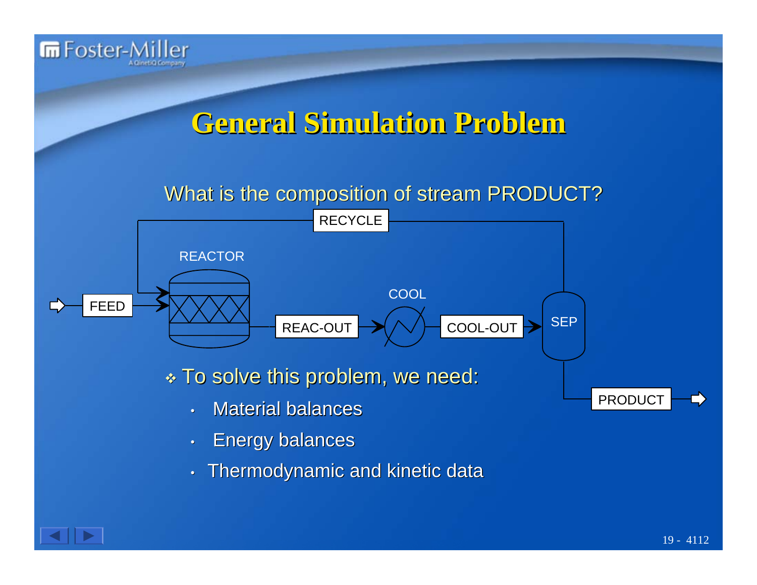# General Simulation Problem

What is the composition of stream PRODUCT?

RECYCLE

REACTOR

FEED

REAC-OUT

COOL

COOL-OUT

SEP

PRODUCT

- To solve this problem, we need:
  - Material balances
  - Energy balances
  - Thermodynamic and kinetic data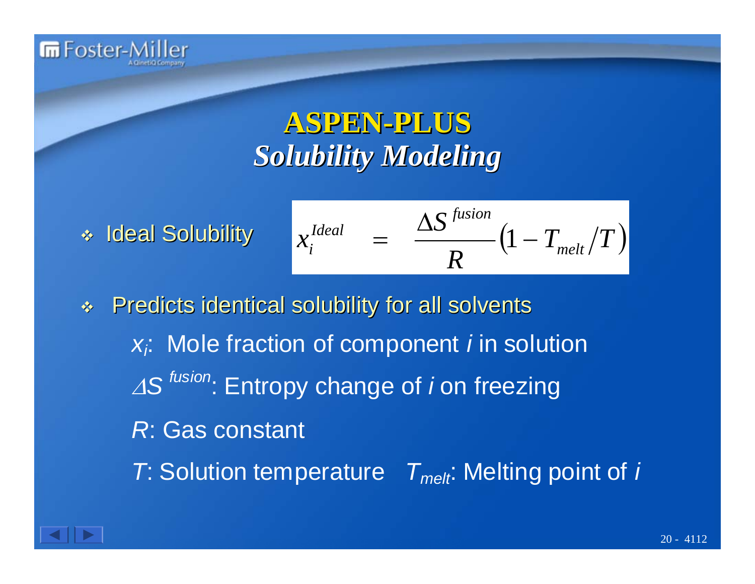# ASPEN-PLUS
## *Solubility Modeling*

- Ideal Solubility

$$x_i^{Ideal} \quad = \quad \frac{\Delta S^{\,fusion}}{R}\left(1 - T_{melt}/T\right)$$

- Predicts identical solubility for all solvents

  $x_i$: Mole fraction of component *i* in solution

  $\Delta S^{\,fusion}$: Entropy change of *i* on freezing

  $R$: Gas constant

  $T$: Solution temperature  $T_{melt}$: Melting point of *i*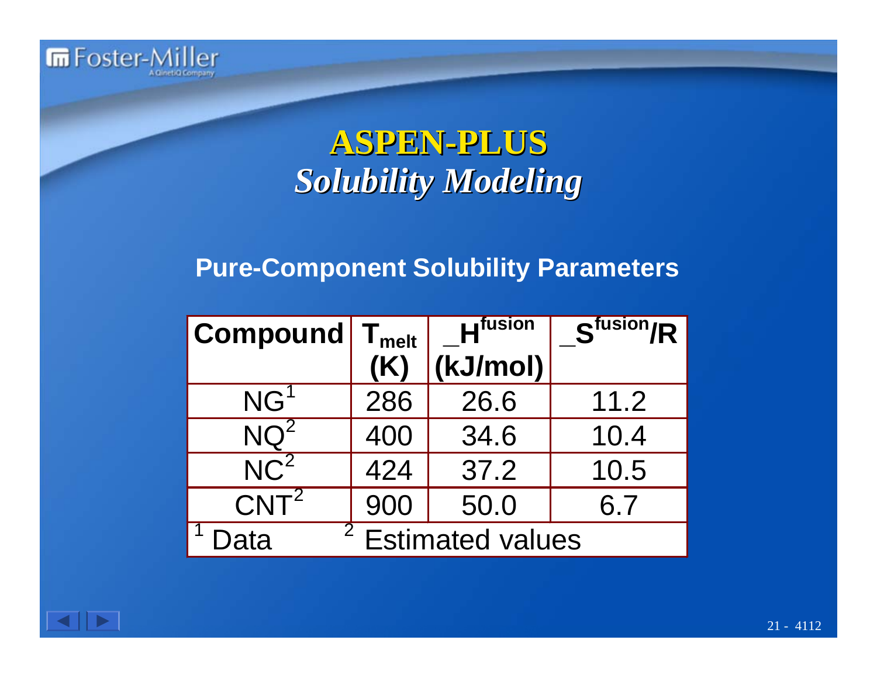# ASPEN-PLUS

## *Solubility Modeling*

### Pure-Component Solubility Parameters

| Compound | $T_{melt}$ (K) | $\_H^{fusion}$ (kJ/mol) | $\_S^{fusion}/R$ |
|---|---|---|---|
| NG[1] | 286 | 26.6 | 11.2 |
| NQ[2] | 400 | 34.6 | 10.4 |
| NC[2] | 424 | 37.2 | 10.5 |
| CNT[2] | 900 | 50.0 | 6.7 |

[1] Data [2] Estimated values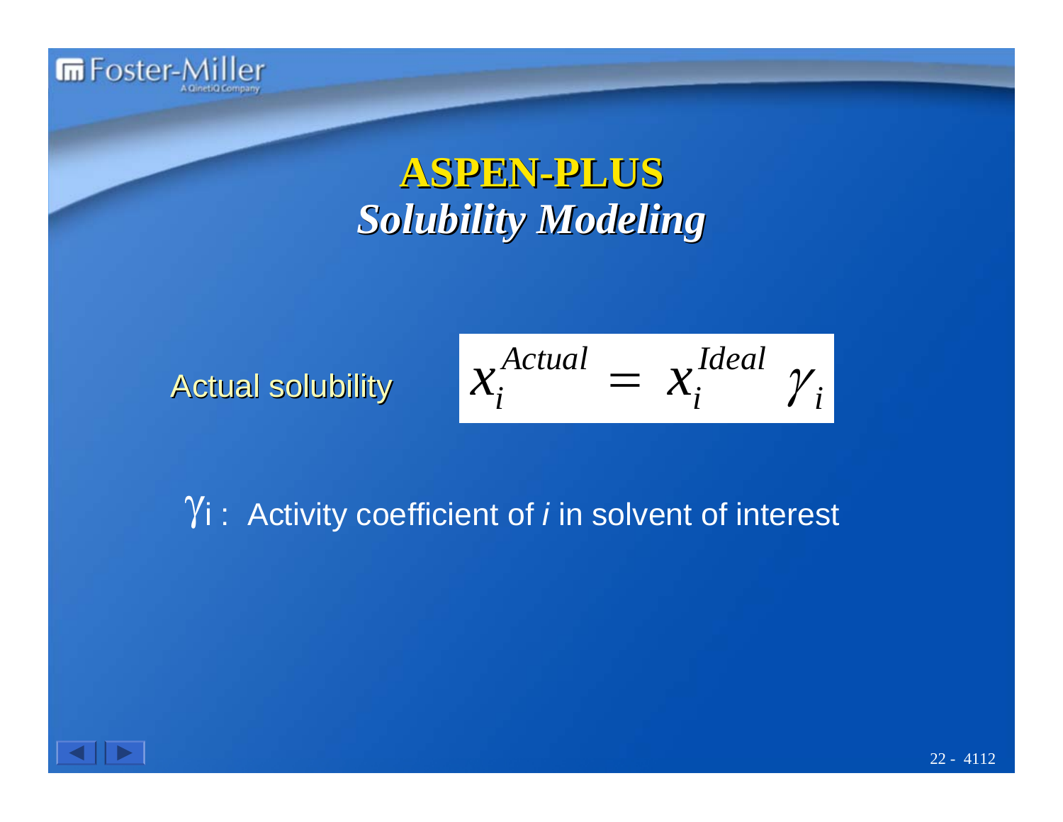# ASPEN-PLUS

## *Solubility Modeling*

Actual solubility

$$x_i^{Actual} = x_i^{Ideal} \gamma_i$$

$\gamma_i$ : Activity coefficient of *i* in solvent of interest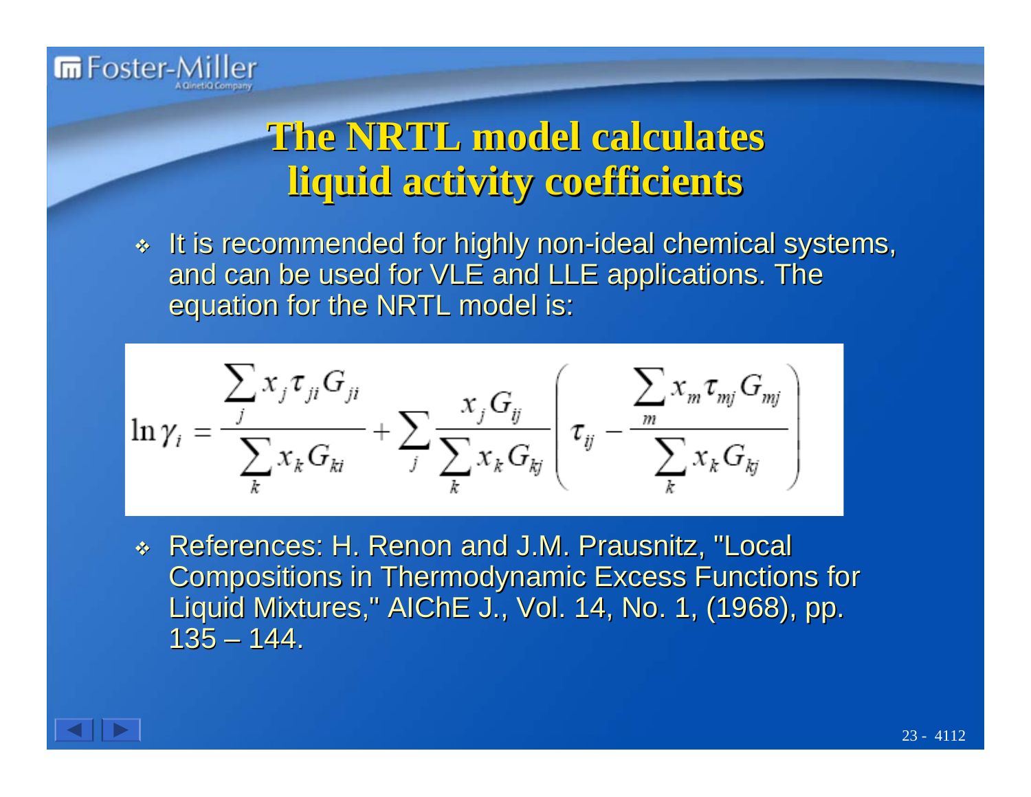# The NRTL model calculates liquid activity coefficients

- It is recommended for highly non-ideal chemical systems, and can be used for VLE and LLE applications. The equation for the NRTL model is:

$$\ln \gamma_i = \frac{\sum_j x_j \tau_{ji} G_{ji}}{\sum_k x_k G_{ki}} + \sum_j \frac{x_j G_{ij}}{\sum_k x_k G_{kj}} \left( \tau_{ij} - \frac{\sum_m x_m \tau_{mj} G_{mj}}{\sum_k x_k G_{kj}} \right)$$

- References: H. Renon and J.M. Prausnitz, "Local Compositions in Thermodynamic Excess Functions for Liquid Mixtures," AIChE J., Vol. 14, No. 1, (1968), pp. 135 – 144.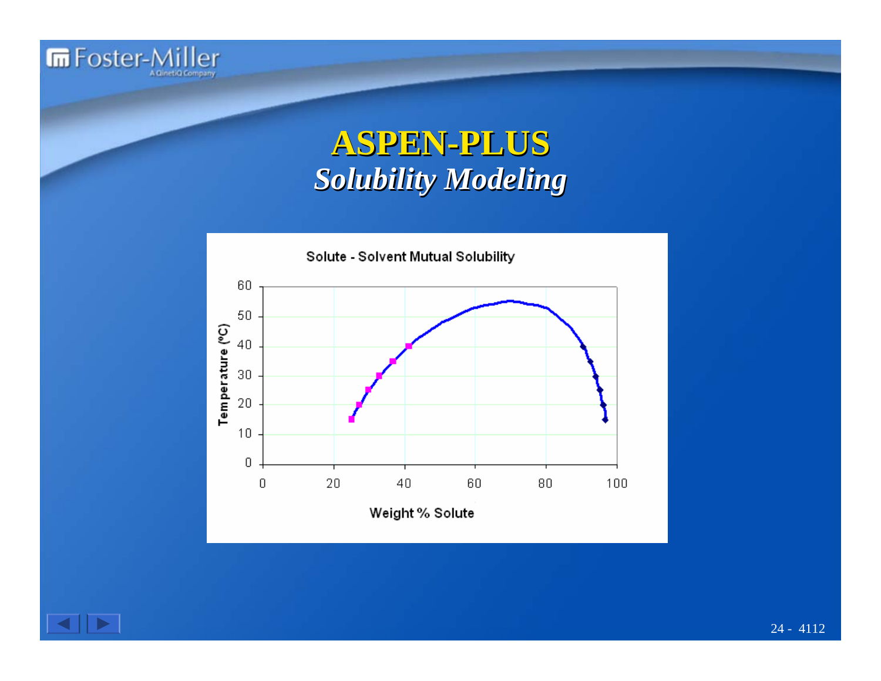# ASPEN-PLUS

## *Solubility Modeling*

Solute - Solvent Mutual Solubility

Temperature (°C)

Weight % Solute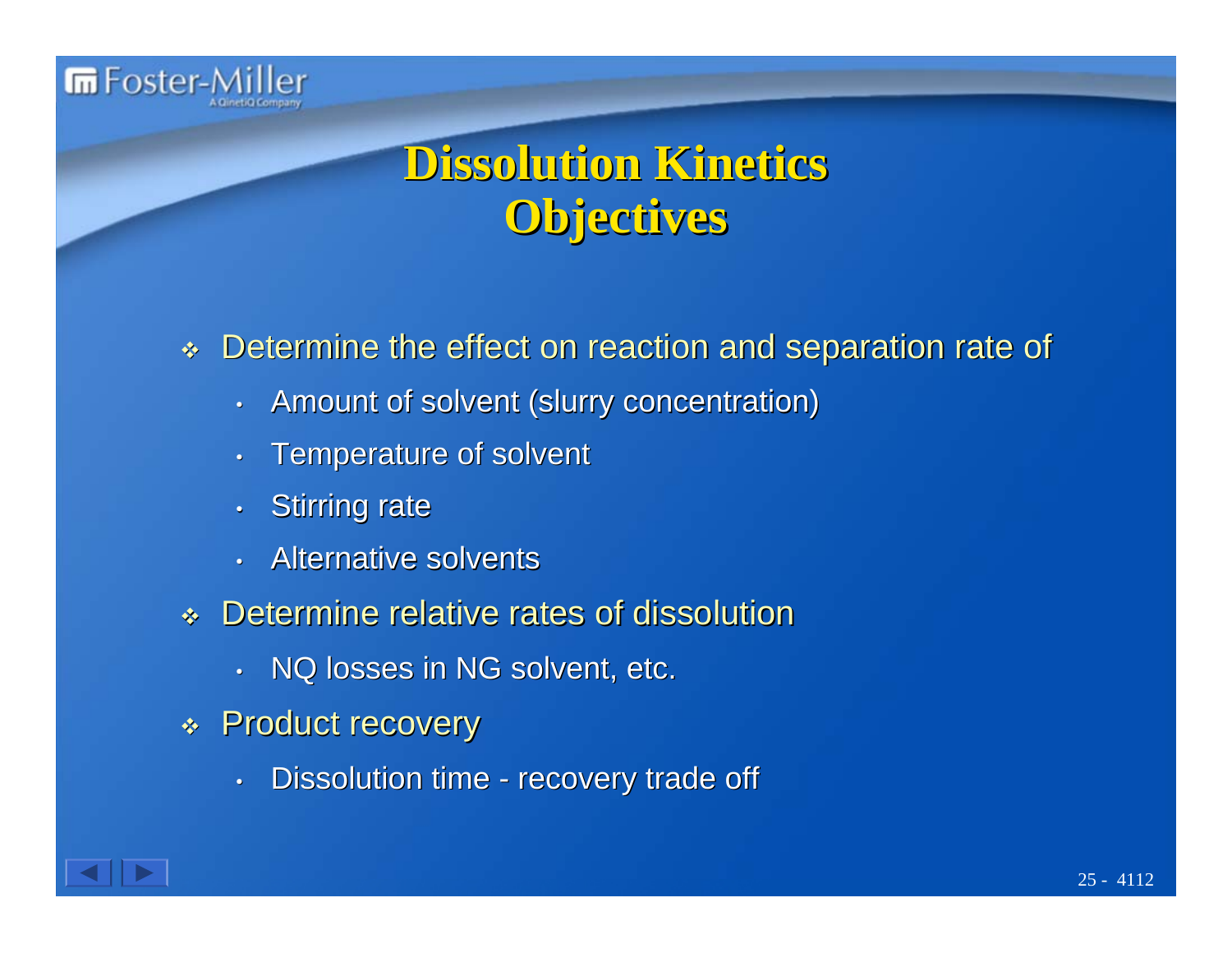# Dissolution Kinetics Objectives

- Determine the effect on reaction and separation rate of
  - Amount of solvent (slurry concentration)
  - Temperature of solvent
  - Stirring rate
  - Alternative solvents
- Determine relative rates of dissolution
  - NQ losses in NG solvent, etc.
- Product recovery
  - Dissolution time - recovery trade off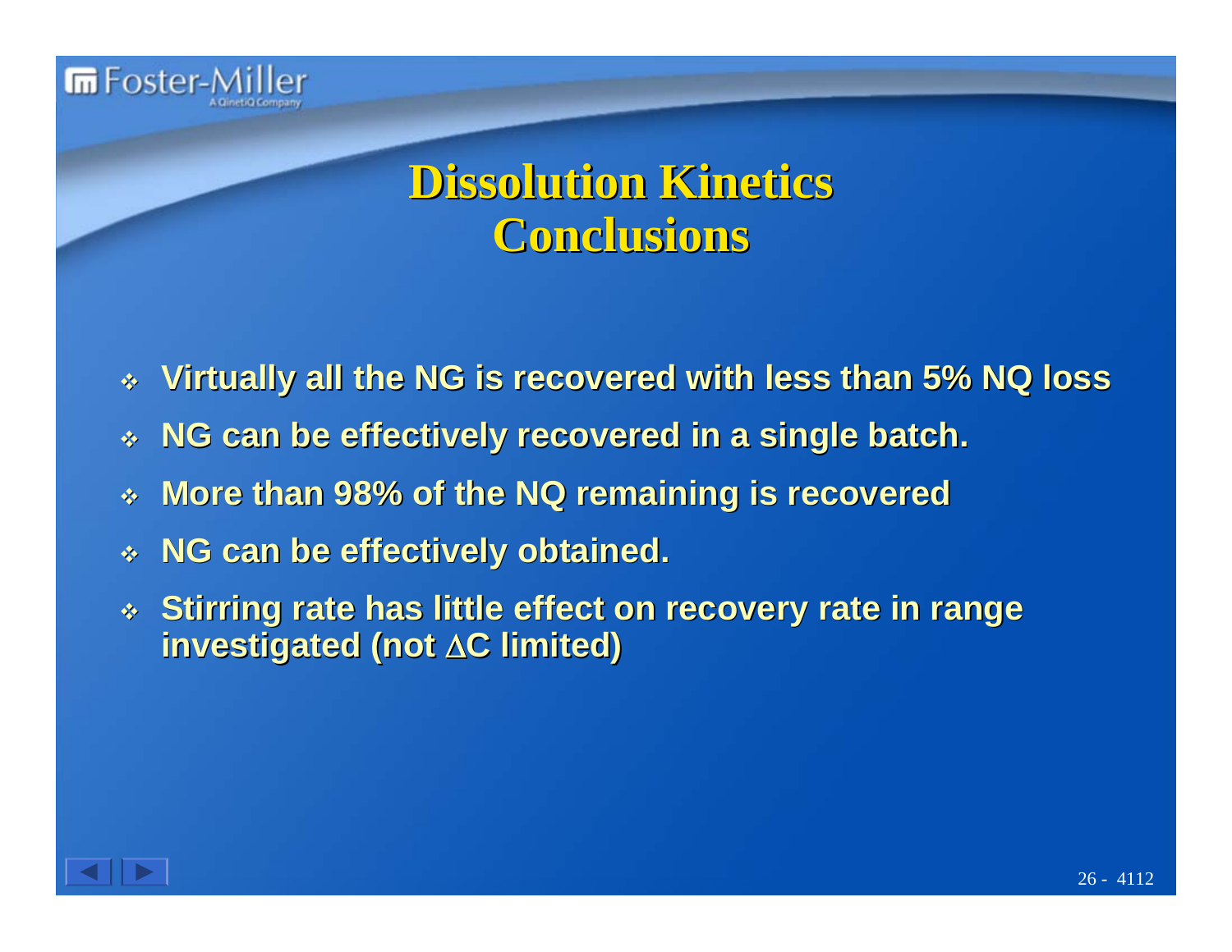# Dissolution Kinetics Conclusions

- Virtually all the NG is recovered with less than 5% NQ loss
- NG can be effectively recovered in a single batch.
- More than 98% of the NQ remaining is recovered
- NG can be effectively obtained.
- Stirring rate has little effect on recovery rate in range investigated (not $\Delta C$ limited)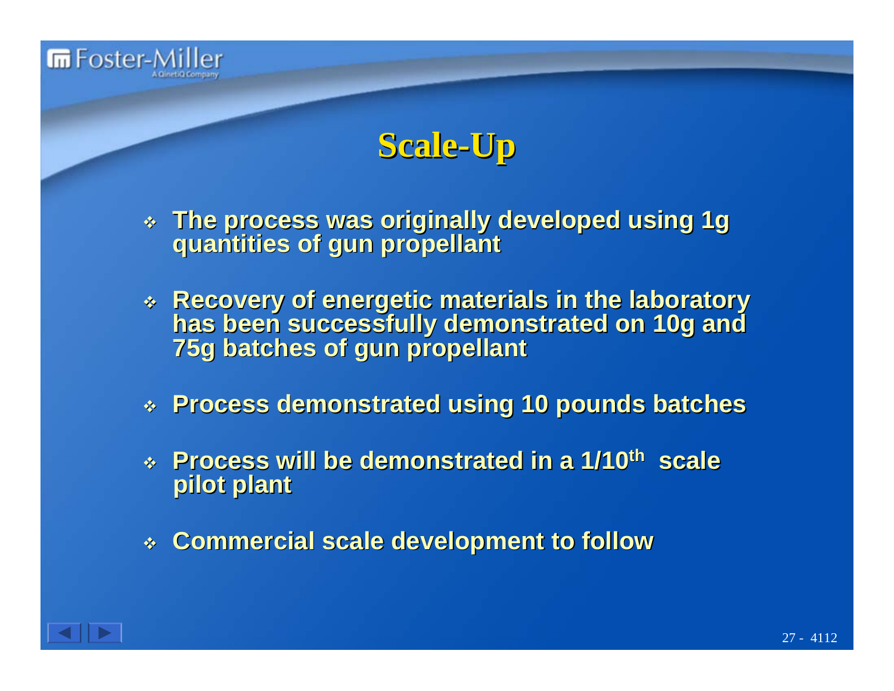# Scale-Up

- The process was originally developed using 1g quantities of gun propellant
- Recovery of energetic materials in the laboratory has been successfully demonstrated on 10g and 75g batches of gun propellant
- Process demonstrated using 10 pounds batches
- Process will be demonstrated in a 1/10th scale pilot plant
- Commercial scale development to follow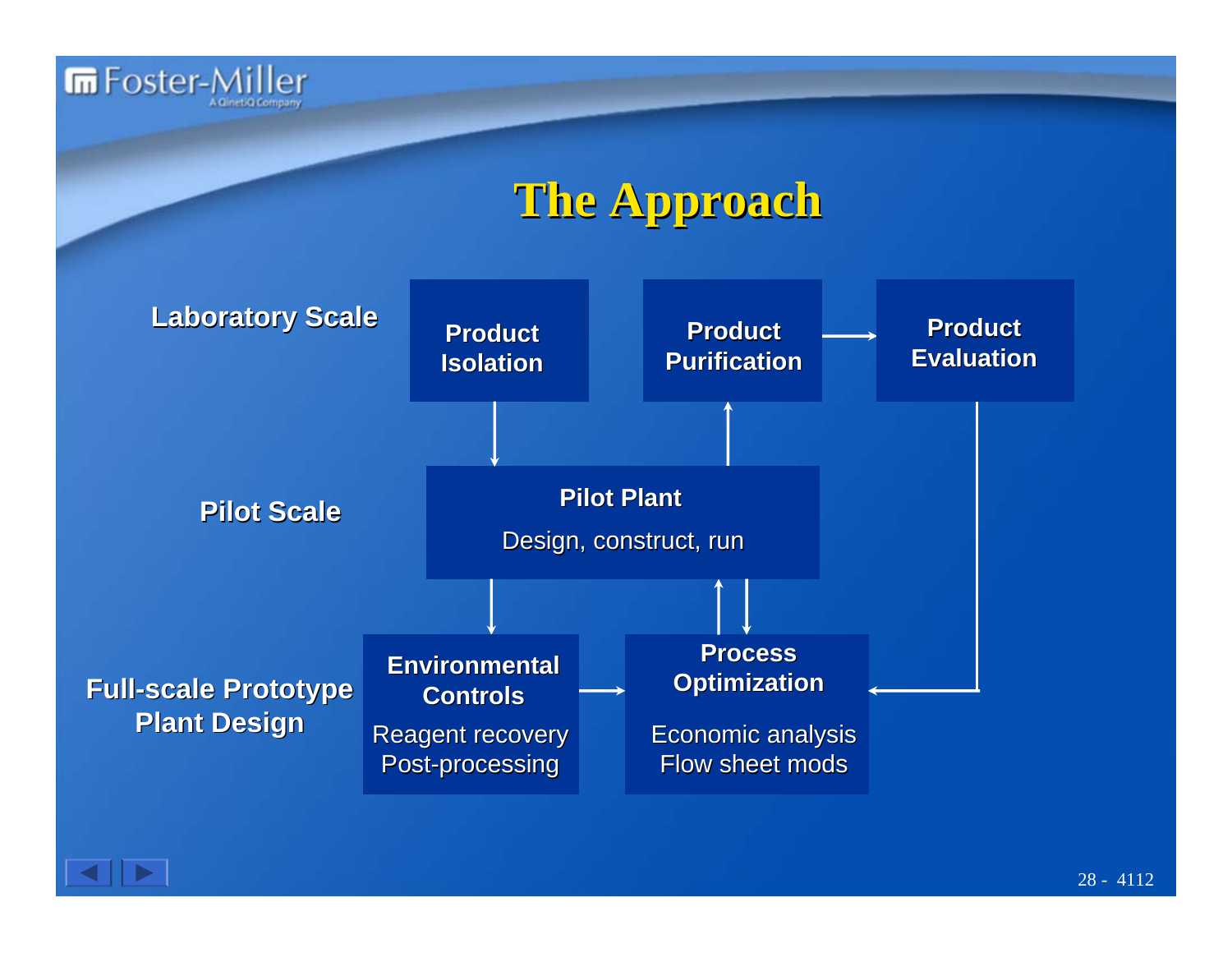# The Approach

**Laboratory Scale**

**Product Isolation**

**Product Purification**

**Product Evaluation**

**Pilot Scale**

**Pilot Plant**

Design, construct, run

**Full-scale Prototype Plant Design**

**Environmental Controls**

Reagent recovery
Post-processing

**Process Optimization**

Economic analysis
Flow sheet mods